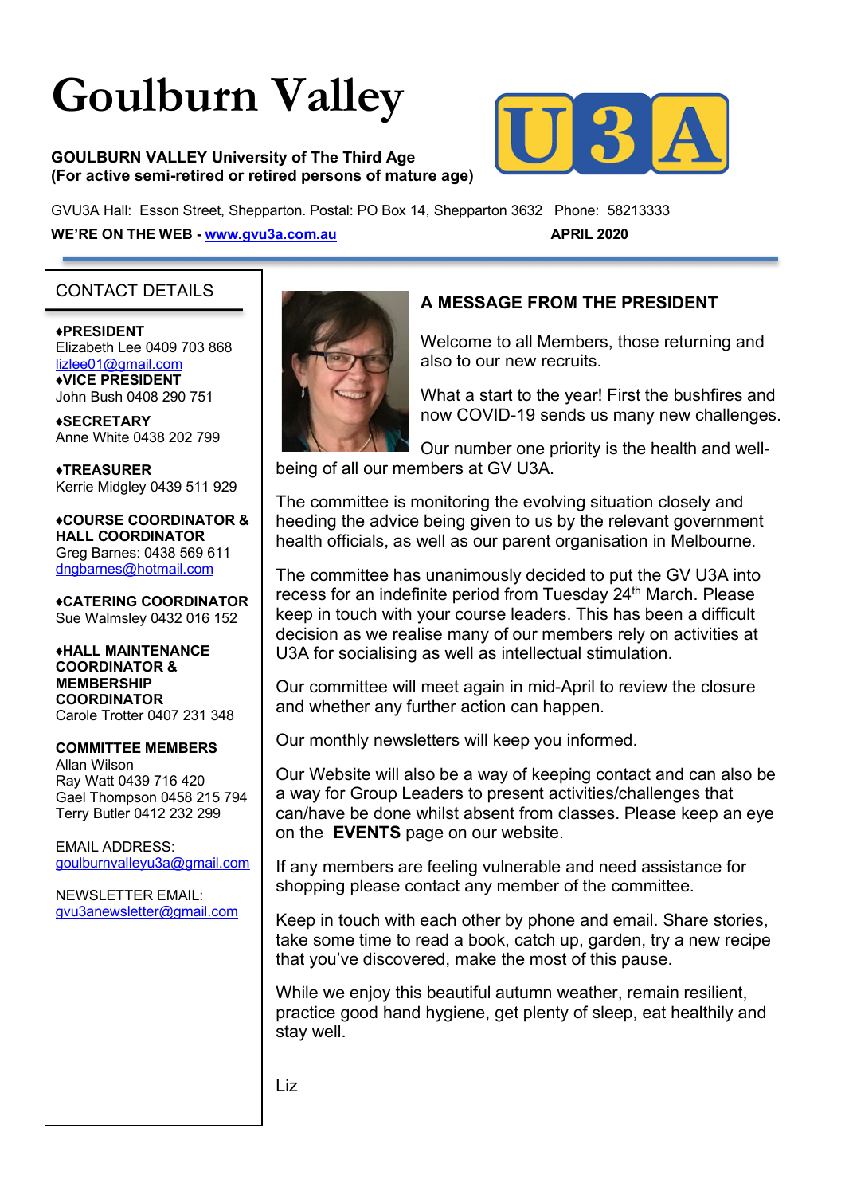# Goulburn Valley

**GOULBURN VALLEY University of The Third Age**
**(For active semi-retired or retired persons of mature age)**

GVU3A Hall: Esson Street, Shepparton. Postal: PO Box 14, Shepparton 3632 Phone: 58213333

**WE'RE ON THE WEB - www.gvu3a.com.au** **APRIL 2020**

## CONTACT DETAILS

**♦PRESIDENT**
Elizabeth Lee 0409 703 868
lizlee01@gmail.com

**♦VICE PRESIDENT**
John Bush 0408 290 751

**♦SECRETARY**
Anne White 0438 202 799

**♦TREASURER**
Kerrie Midgley 0439 511 929

**♦COURSE COORDINATOR & HALL COORDINATOR**
Greg Barnes: 0438 569 611
dngbarnes@hotmail.com

**♦CATERING COORDINATOR**
Sue Walmsley 0432 016 152

**♦HALL MAINTENANCE COORDINATOR & MEMBERSHIP COORDINATOR**
Carole Trotter 0407 231 348

**COMMITTEE MEMBERS**
Allan Wilson
Ray Watt 0439 716 420
Gael Thompson 0458 215 794
Terry Butler 0412 232 299

EMAIL ADDRESS:
goulburnvalleyu3a@gmail.com

NEWSLETTER EMAIL:
gvu3anewsletter@gmail.com

## A MESSAGE FROM THE PRESIDENT

Welcome to all Members, those returning and also to our new recruits.

What a start to the year! First the bushfires and now COVID-19 sends us many new challenges.

Our number one priority is the health and well-being of all our members at GV U3A.

The committee is monitoring the evolving situation closely and heeding the advice being given to us by the relevant government health officials, as well as our parent organisation in Melbourne.

The committee has unanimously decided to put the GV U3A into recess for an indefinite period from Tuesday 24th March. Please keep in touch with your course leaders. This has been a difficult decision as we realise many of our members rely on activities at U3A for socialising as well as intellectual stimulation.

Our committee will meet again in mid-April to review the closure and whether any further action can happen.

Our monthly newsletters will keep you informed.

Our Website will also be a way of keeping contact and can also be a way for Group Leaders to present activities/challenges that can/have be done whilst absent from classes. Please keep an eye on the **EVENTS** page on our website.

If any members are feeling vulnerable and need assistance for shopping please contact any member of the committee.

Keep in touch with each other by phone and email. Share stories, take some time to read a book, catch up, garden, try a new recipe that you've discovered, make the most of this pause.

While we enjoy this beautiful autumn weather, remain resilient, practice good hand hygiene, get plenty of sleep, eat healthily and stay well.

Liz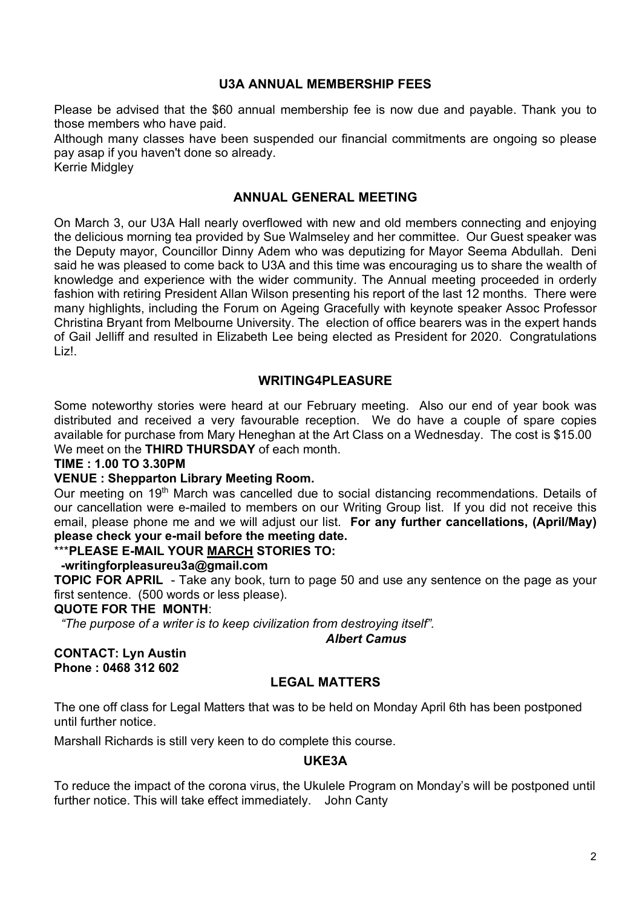## U3A ANNUAL MEMBERSHIP FEES

Please be advised that the $60 annual membership fee is now due and payable. Thank you to those members who have paid.

Although many classes have been suspended our financial commitments are ongoing so please pay asap if you haven't done so already.

Kerrie Midgley

## ANNUAL GENERAL MEETING

On March 3, our U3A Hall nearly overflowed with new and old members connecting and enjoying the delicious morning tea provided by Sue Walmseley and her committee. Our Guest speaker was the Deputy mayor, Councillor Dinny Adem who was deputizing for Mayor Seema Abdullah. Deni said he was pleased to come back to U3A and this time was encouraging us to share the wealth of knowledge and experience with the wider community. The Annual meeting proceeded in orderly fashion with retiring President Allan Wilson presenting his report of the last 12 months. There were many highlights, including the Forum on Ageing Gracefully with keynote speaker Assoc Professor Christina Bryant from Melbourne University. The election of office bearers was in the expert hands of Gail Jelliff and resulted in Elizabeth Lee being elected as President for 2020. Congratulations Liz!.

## WRITING4PLEASURE

Some noteworthy stories were heard at our February meeting. Also our end of year book was distributed and received a very favourable reception. We do have a couple of spare copies available for purchase from Mary Heneghan at the Art Class on a Wednesday. The cost is $15.00

We meet on the **THIRD THURSDAY** of each month.

**TIME : 1.00 TO 3.30PM**

**VENUE : Shepparton Library Meeting Room.**

Our meeting on 19th March was cancelled due to social distancing recommendations. Details of our cancellation were e-mailed to members on our Writing Group list. If you did not receive this email, please phone me and we will adjust our list. **For any further cancellations, (April/May) please check your e-mail before the meeting date.**

***PLEASE E-MAIL YOUR <u>MARCH</u> STORIES TO:**

**-writingforpleasureu3a@gmail.com**

**TOPIC FOR APRIL** - Take any book, turn to page 50 and use any sentence on the page as your first sentence. (500 words or less please).

**QUOTE FOR THE MONTH**:

*"The purpose of a writer is to keep civilization from destroying itself".*

***Albert Camus***

**CONTACT: Lyn Austin**
**Phone : 0468 312 602**

## LEGAL MATTERS

The one off class for Legal Matters that was to be held on Monday April 6th has been postponed until further notice.

Marshall Richards is still very keen to do complete this course.

## UKE3A

To reduce the impact of the corona virus, the Ukulele Program on Monday's will be postponed until further notice. This will take effect immediately. John Canty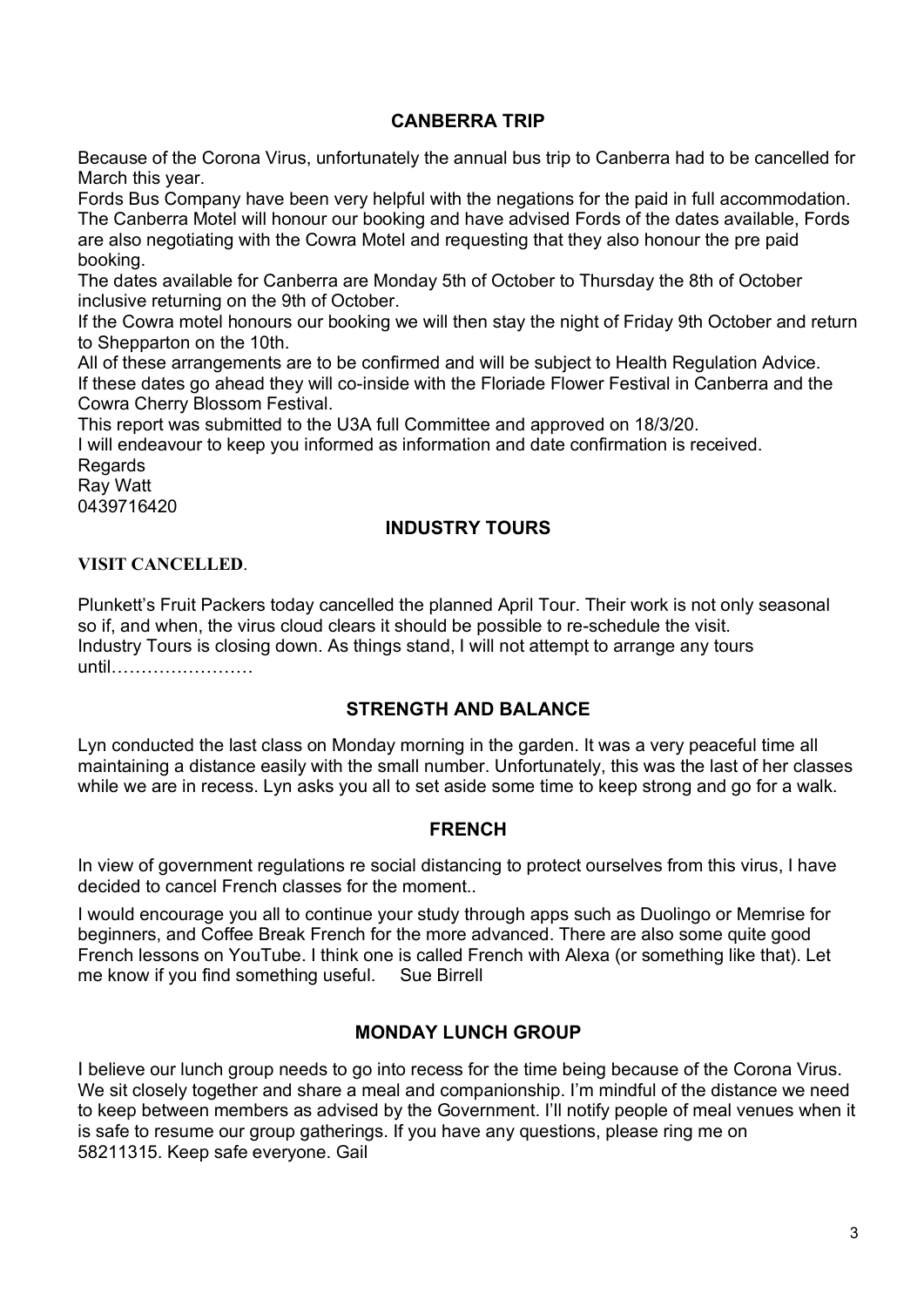## CANBERRA TRIP

Because of the Corona Virus, unfortunately the annual bus trip to Canberra had to be cancelled for March this year.
Fords Bus Company have been very helpful with the negations for the paid in full accommodation. The Canberra Motel will honour our booking and have advised Fords of the dates available, Fords are also negotiating with the Cowra Motel and requesting that they also honour the pre paid booking.
The dates available for Canberra are Monday 5th of October to Thursday the 8th of October inclusive returning on the 9th of October.
If the Cowra motel honours our booking we will then stay the night of Friday 9th October and return to Shepparton on the 10th.
All of these arrangements are to be confirmed and will be subject to Health Regulation Advice.
If these dates go ahead they will co-inside with the Floriade Flower Festival in Canberra and the Cowra Cherry Blossom Festival.
This report was submitted to the U3A full Committee and approved on 18/3/20.
I will endeavour to keep you informed as information and date confirmation is received.
Regards
Ray Watt
0439716420

## INDUSTRY TOURS

**VISIT CANCELLED**.

Plunkett's Fruit Packers today cancelled the planned April Tour. Their work is not only seasonal so if, and when, the virus cloud clears it should be possible to re-schedule the visit.
Industry Tours is closing down. As things stand, I will not attempt to arrange any tours until……………………

## STRENGTH AND BALANCE

Lyn conducted the last class on Monday morning in the garden. It was a very peaceful time all maintaining a distance easily with the small number. Unfortunately, this was the last of her classes while we are in recess. Lyn asks you all to set aside some time to keep strong and go for a walk.

## FRENCH

In view of government regulations re social distancing to protect ourselves from this virus, I have decided to cancel French classes for the moment..

I would encourage you all to continue your study through apps such as Duolingo or Memrise for beginners, and Coffee Break French for the more advanced. There are also some quite good French lessons on YouTube. I think one is called French with Alexa (or something like that). Let me know if you find something useful. Sue Birrell

## MONDAY LUNCH GROUP

I believe our lunch group needs to go into recess for the time being because of the Corona Virus. We sit closely together and share a meal and companionship. I'm mindful of the distance we need to keep between members as advised by the Government. I'll notify people of meal venues when it is safe to resume our group gatherings. If you have any questions, please ring me on 58211315. Keep safe everyone. Gail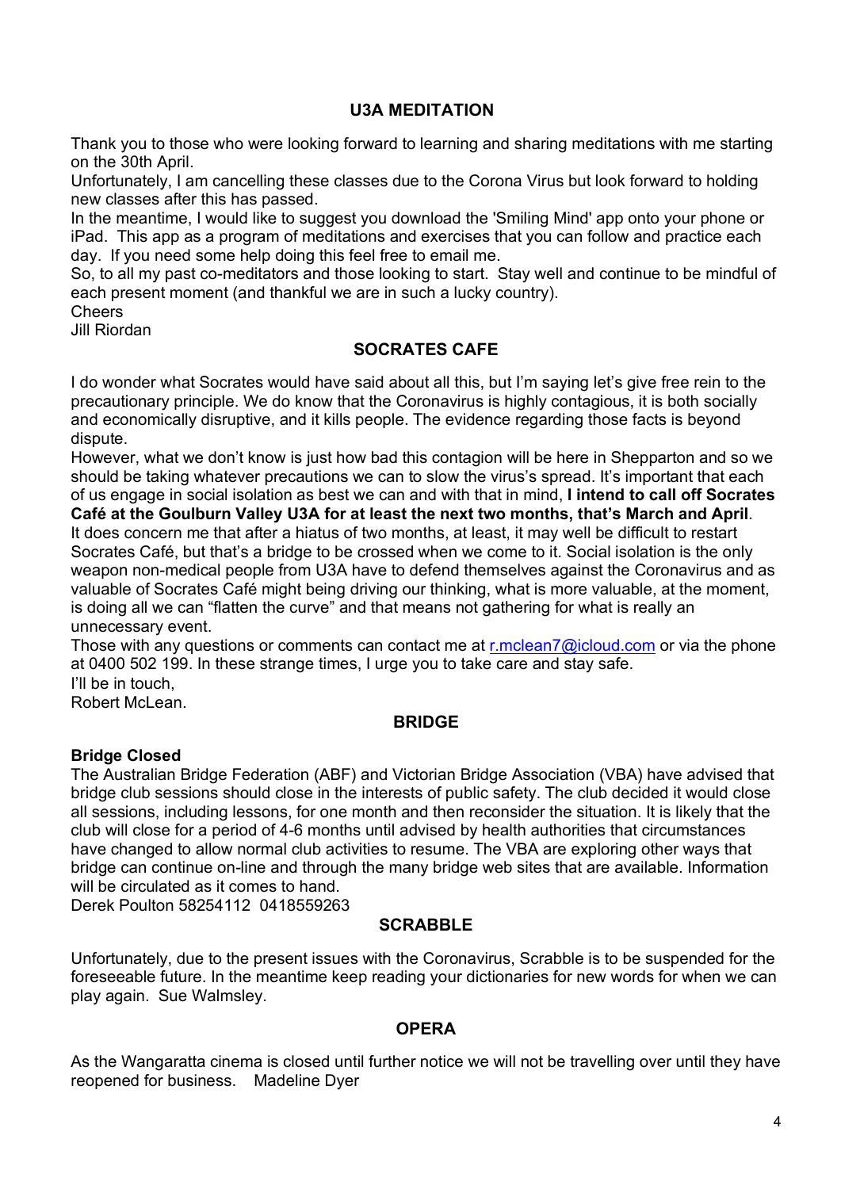## U3A MEDITATION

Thank you to those who were looking forward to learning and sharing meditations with me starting on the 30th April.

Unfortunately, I am cancelling these classes due to the Corona Virus but look forward to holding new classes after this has passed.

In the meantime, I would like to suggest you download the 'Smiling Mind' app onto your phone or iPad. This app as a program of meditations and exercises that you can follow and practice each day. If you need some help doing this feel free to email me.

So, to all my past co-meditators and those looking to start. Stay well and continue to be mindful of each present moment (and thankful we are in such a lucky country).

Cheers
Jill Riordan

## SOCRATES CAFE

I do wonder what Socrates would have said about all this, but I'm saying let's give free rein to the precautionary principle. We do know that the Coronavirus is highly contagious, it is both socially and economically disruptive, and it kills people. The evidence regarding those facts is beyond dispute.

However, what we don't know is just how bad this contagion will be here in Shepparton and so we should be taking whatever precautions we can to slow the virus's spread. It's important that each of us engage in social isolation as best we can and with that in mind, **I intend to call off Socrates Café at the Goulburn Valley U3A for at least the next two months, that's March and April**. It does concern me that after a hiatus of two months, at least, it may well be difficult to restart Socrates Café, but that's a bridge to be crossed when we come to it. Social isolation is the only weapon non-medical people from U3A have to defend themselves against the Coronavirus and as valuable of Socrates Café might being driving our thinking, what is more valuable, at the moment, is doing all we can "flatten the curve" and that means not gathering for what is really an unnecessary event.

Those with any questions or comments can contact me at r.mclean7@icloud.com or via the phone at 0400 502 199. In these strange times, I urge you to take care and stay safe.

I'll be in touch,
Robert McLean.

## BRIDGE

**Bridge Closed**

The Australian Bridge Federation (ABF) and Victorian Bridge Association (VBA) have advised that bridge club sessions should close in the interests of public safety. The club decided it would close all sessions, including lessons, for one month and then reconsider the situation. It is likely that the club will close for a period of 4-6 months until advised by health authorities that circumstances have changed to allow normal club activities to resume. The VBA are exploring other ways that bridge can continue on-line and through the many bridge web sites that are available. Information will be circulated as it comes to hand.

Derek Poulton 58254112 0418559263

## SCRABBLE

Unfortunately, due to the present issues with the Coronavirus, Scrabble is to be suspended for the foreseeable future. In the meantime keep reading your dictionaries for new words for when we can play again. Sue Walmsley.

## OPERA

As the Wangaratta cinema is closed until further notice we will not be travelling over until they have reopened for business. Madeline Dyer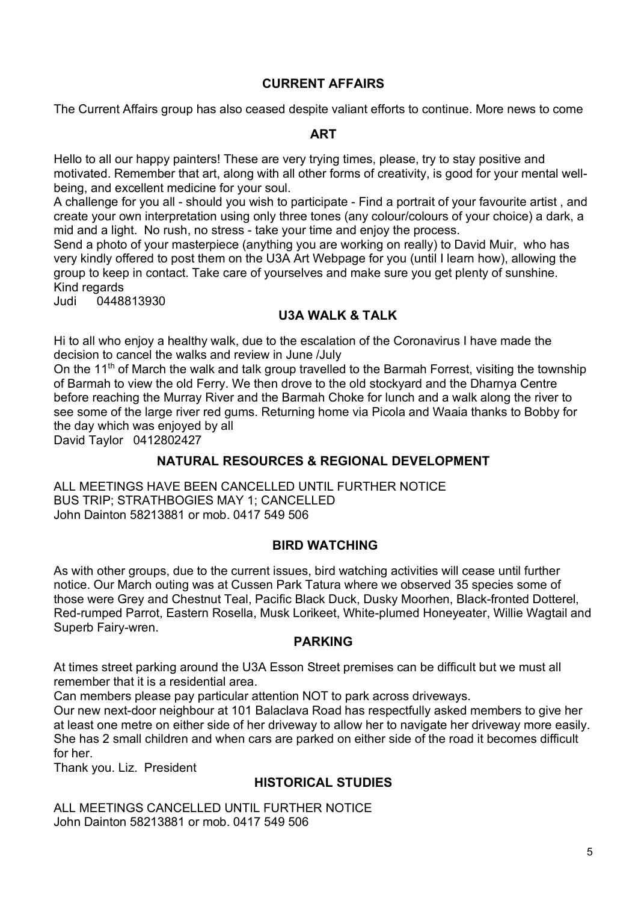## CURRENT AFFAIRS

The Current Affairs group has also ceased despite valiant efforts to continue. More news to come

## ART

Hello to all our happy painters! These are very trying times, please, try to stay positive and motivated. Remember that art, along with all other forms of creativity, is good for your mental well-being, and excellent medicine for your soul.

A challenge for you all - should you wish to participate - Find a portrait of your favourite artist , and create your own interpretation using only three tones (any colour/colours of your choice) a dark, a mid and a light. No rush, no stress - take your time and enjoy the process.

Send a photo of your masterpiece (anything you are working on really) to David Muir, who has very kindly offered to post them on the U3A Art Webpage for you (until I learn how), allowing the group to keep in contact. Take care of yourselves and make sure you get plenty of sunshine.

Kind regards

Judi 0448813930

## U3A WALK & TALK

Hi to all who enjoy a healthy walk, due to the escalation of the Coronavirus I have made the decision to cancel the walks and review in June /July

On the 11th of March the walk and talk group travelled to the Barmah Forrest, visiting the township of Barmah to view the old Ferry. We then drove to the old stockyard and the Dharnya Centre before reaching the Murray River and the Barmah Choke for lunch and a walk along the river to see some of the large river red gums. Returning home via Picola and Waaia thanks to Bobby for the day which was enjoyed by all

David Taylor 0412802427

## NATURAL RESOURCES & REGIONAL DEVELOPMENT

ALL MEETINGS HAVE BEEN CANCELLED UNTIL FURTHER NOTICE
BUS TRIP; STRATHBOGIES MAY 1; CANCELLED
John Dainton 58213881 or mob. 0417 549 506

## BIRD WATCHING

As with other groups, due to the current issues, bird watching activities will cease until further notice. Our March outing was at Cussen Park Tatura where we observed 35 species some of those were Grey and Chestnut Teal, Pacific Black Duck, Dusky Moorhen, Black-fronted Dotterel, Red-rumped Parrot, Eastern Rosella, Musk Lorikeet, White-plumed Honeyeater, Willie Wagtail and Superb Fairy-wren.

## PARKING

At times street parking around the U3A Esson Street premises can be difficult but we must all remember that it is a residential area.

Can members please pay particular attention NOT to park across driveways.

Our new next-door neighbour at 101 Balaclava Road has respectfully asked members to give her at least one metre on either side of her driveway to allow her to navigate her driveway more easily. She has 2 small children and when cars are parked on either side of the road it becomes difficult for her.

Thank you. Liz. President

## HISTORICAL STUDIES

ALL MEETINGS CANCELLED UNTIL FURTHER NOTICE
John Dainton 58213881 or mob. 0417 549 506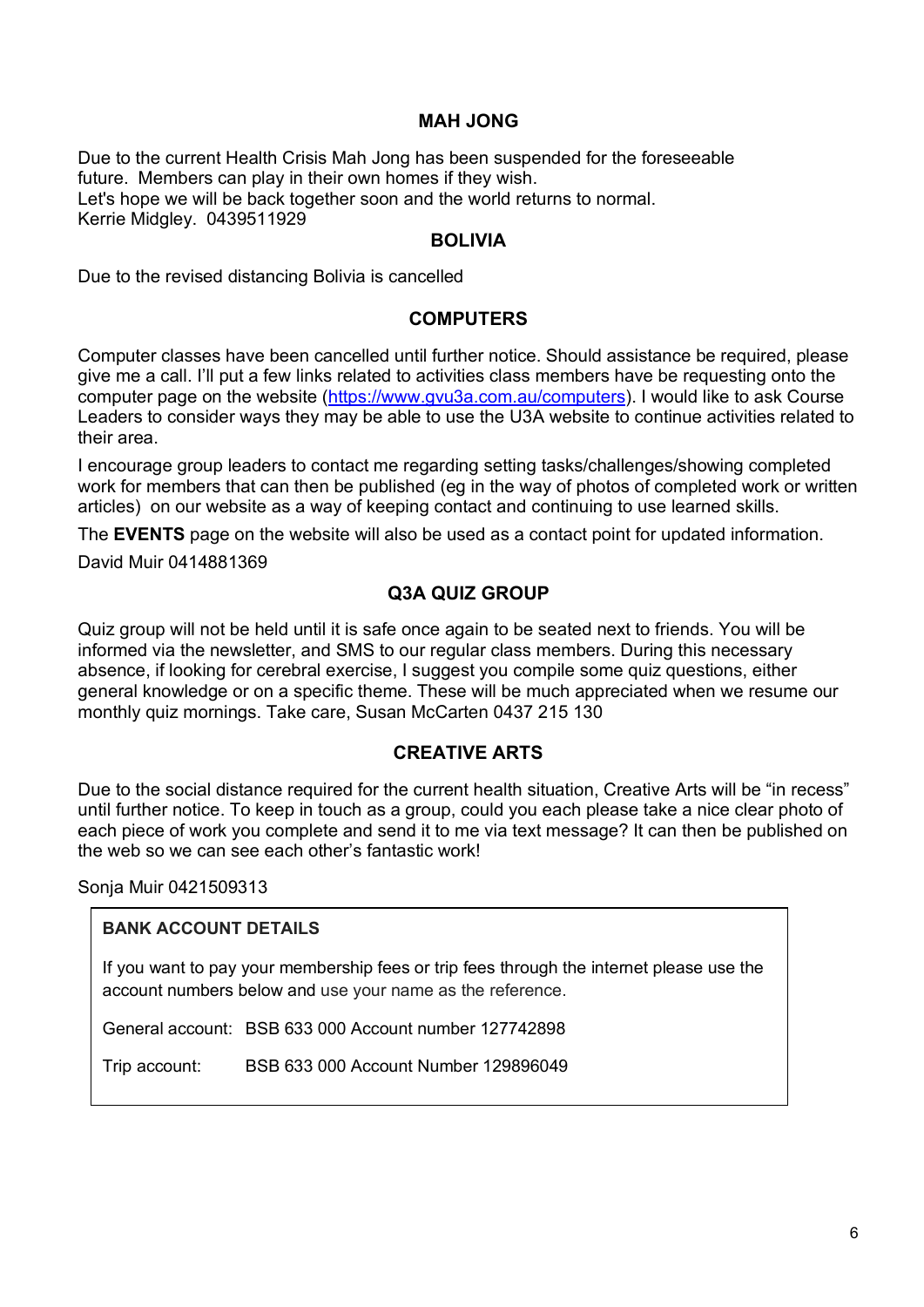## MAH JONG

Due to the current Health Crisis Mah Jong has been suspended for the foreseeable future. Members can play in their own homes if they wish.
Let's hope we will be back together soon and the world returns to normal.
Kerrie Midgley. 0439511929

## BOLIVIA

Due to the revised distancing Bolivia is cancelled

## COMPUTERS

Computer classes have been cancelled until further notice. Should assistance be required, please give me a call. I'll put a few links related to activities class members have be requesting onto the computer page on the website (https://www.gvu3a.com.au/computers). I would like to ask Course Leaders to consider ways they may be able to use the U3A website to continue activities related to their area.

I encourage group leaders to contact me regarding setting tasks/challenges/showing completed work for members that can then be published (eg in the way of photos of completed work or written articles) on our website as a way of keeping contact and continuing to use learned skills.

The **EVENTS** page on the website will also be used as a contact point for updated information.

David Muir 0414881369

## Q3A QUIZ GROUP

Quiz group will not be held until it is safe once again to be seated next to friends. You will be informed via the newsletter, and SMS to our regular class members. During this necessary absence, if looking for cerebral exercise, I suggest you compile some quiz questions, either general knowledge or on a specific theme. These will be much appreciated when we resume our monthly quiz mornings. Take care, Susan McCarten 0437 215 130

## CREATIVE ARTS

Due to the social distance required for the current health situation, Creative Arts will be "in recess" until further notice. To keep in touch as a group, could you each please take a nice clear photo of each piece of work you complete and send it to me via text message? It can then be published on the web so we can see each other's fantastic work!

Sonja Muir 0421509313

**BANK ACCOUNT DETAILS**

If you want to pay your membership fees or trip fees through the internet please use the account numbers below and use your name as the reference.

General account: BSB 633 000 Account number 127742898

Trip account: BSB 633 000 Account Number 129896049